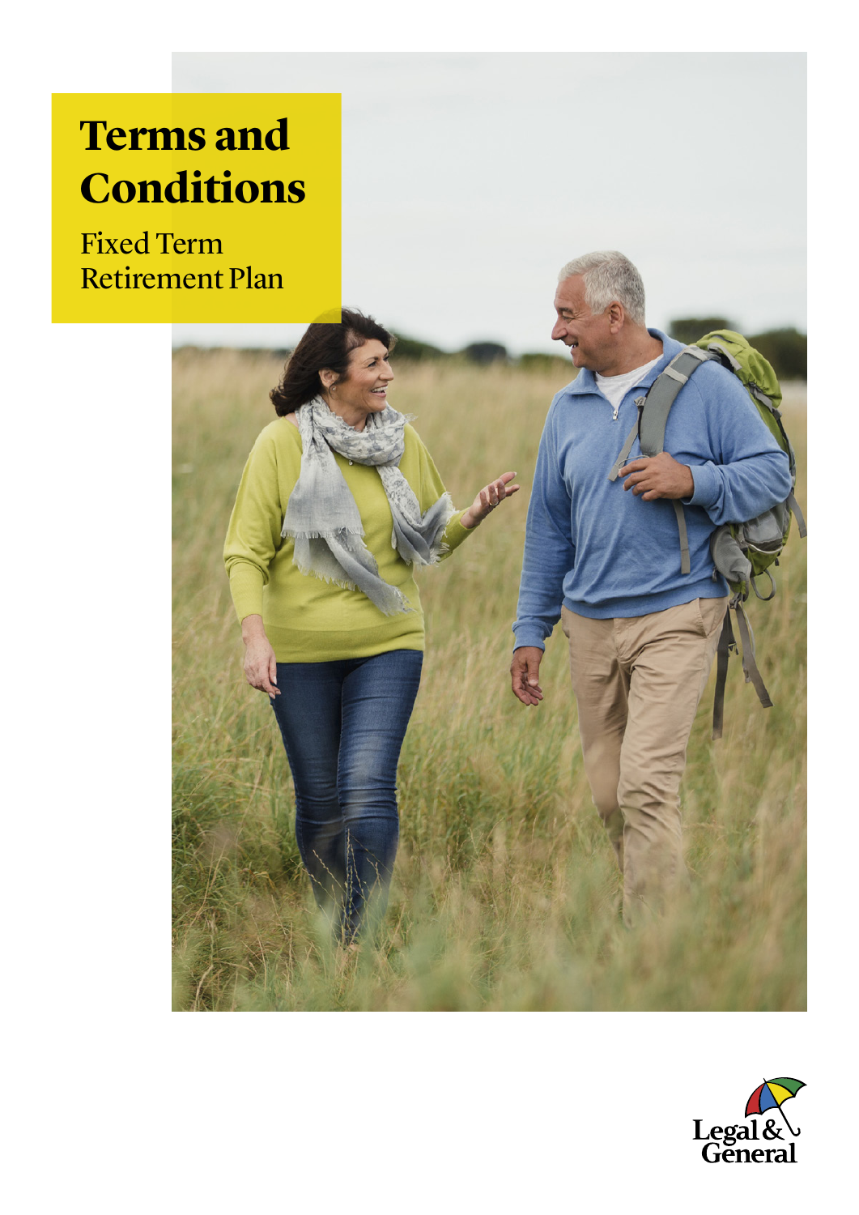# Terms and Conditions

## Fixed Term Retirement Plan

Legal & General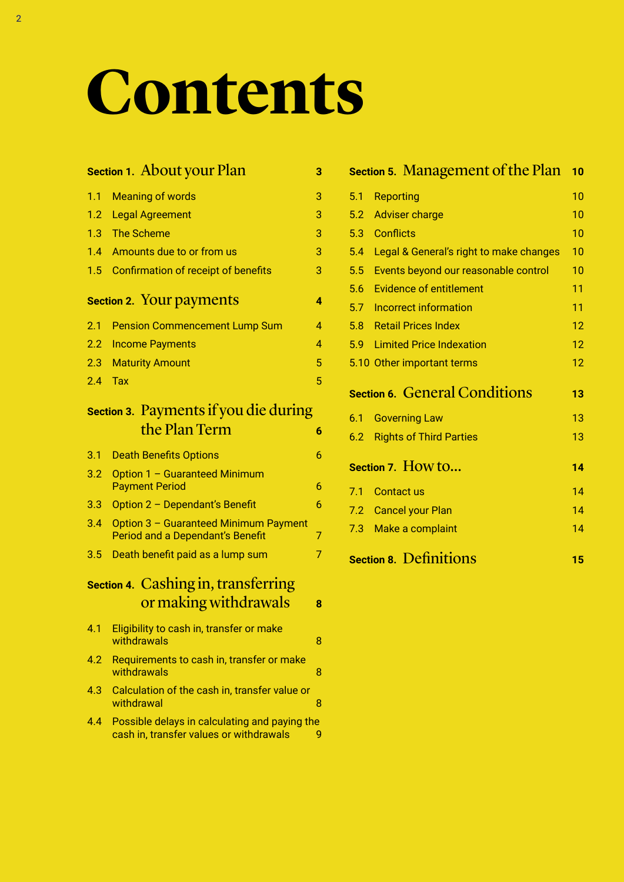# Contents

| Section | Page |
|---|---|
| **Section 1. About your Plan** | **3** |
| 1.1 Meaning of words | 3 |
| 1.2 Legal Agreement | 3 |
| 1.3 The Scheme | 3 |
| 1.4 Amounts due to or from us | 3 |
| 1.5 Confirmation of receipt of benefits | 3 |
| **Section 2. Your payments** | **4** |
| 2.1 Pension Commencement Lump Sum | 4 |
| 2.2 Income Payments | 4 |
| 2.3 Maturity Amount | 5 |
| 2.4 Tax | 5 |
| **Section 3. Payments if you die during the Plan Term** | **6** |
| 3.1 Death Benefits Options | 6 |
| 3.2 Option 1 – Guaranteed Minimum Payment Period | 6 |
| 3.3 Option 2 – Dependant's Benefit | 6 |
| 3.4 Option 3 – Guaranteed Minimum Payment Period and a Dependant's Benefit | 7 |
| 3.5 Death benefit paid as a lump sum | 7 |
| **Section 4. Cashing in, transferring or making withdrawals** | **8** |
| 4.1 Eligibility to cash in, transfer or make withdrawals | 8 |
| 4.2 Requirements to cash in, transfer or make withdrawals | 8 |
| 4.3 Calculation of the cash in, transfer value or withdrawal | 8 |
| 4.4 Possible delays in calculating and paying the cash in, transfer values or withdrawals | 9 |
| **Section 5. Management of the Plan** | **10** |
| 5.1 Reporting | 10 |
| 5.2 Adviser charge | 10 |
| 5.3 Conflicts | 10 |
| 5.4 Legal & General's right to make changes | 10 |
| 5.5 Events beyond our reasonable control | 10 |
| 5.6 Evidence of entitlement | 11 |
| 5.7 Incorrect information | 11 |
| 5.8 Retail Prices Index | 12 |
| 5.9 Limited Price Indexation | 12 |
| 5.10 Other important terms | 12 |
| **Section 6. General Conditions** | **13** |
| 6.1 Governing Law | 13 |
| 6.2 Rights of Third Parties | 13 |
| **Section 7. How to...** | **14** |
| 7.1 Contact us | 14 |
| 7.2 Cancel your Plan | 14 |
| 7.3 Make a complaint | 14 |
| **Section 8. Definitions** | **15** |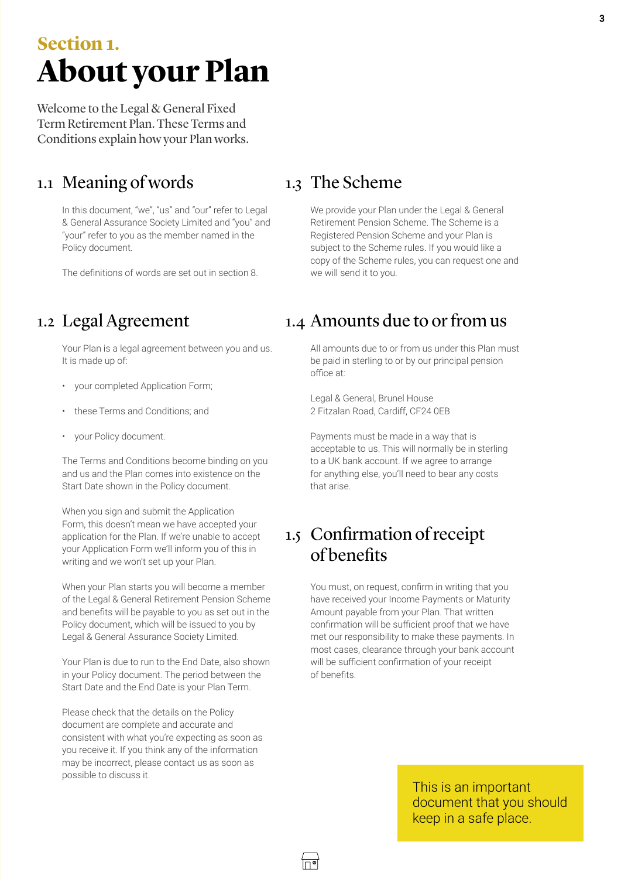## Section 1.

# About your Plan

Welcome to the Legal & General Fixed Term Retirement Plan. These Terms and Conditions explain how your Plan works.

### 1.1 Meaning of words

In this document, "we", "us" and "our" refer to Legal & General Assurance Society Limited and "you" and "your" refer to you as the member named in the Policy document.

The definitions of words are set out in section 8.

### 1.2 Legal Agreement

Your Plan is a legal agreement between you and us. It is made up of:

- your completed Application Form;
- these Terms and Conditions; and
- your Policy document.

The Terms and Conditions become binding on you and us and the Plan comes into existence on the Start Date shown in the Policy document.

When you sign and submit the Application Form, this doesn't mean we have accepted your application for the Plan. If we're unable to accept your Application Form we'll inform you of this in writing and we won't set up your Plan.

When your Plan starts you will become a member of the Legal & General Retirement Pension Scheme and benefits will be payable to you as set out in the Policy document, which will be issued to you by Legal & General Assurance Society Limited.

Your Plan is due to run to the End Date, also shown in your Policy document. The period between the Start Date and the End Date is your Plan Term.

Please check that the details on the Policy document are complete and accurate and consistent with what you're expecting as soon as you receive it. If you think any of the information may be incorrect, please contact us as soon as possible to discuss it.

### 1.3 The Scheme

We provide your Plan under the Legal & General Retirement Pension Scheme. The Scheme is a Registered Pension Scheme and your Plan is subject to the Scheme rules. If you would like a copy of the Scheme rules, you can request one and we will send it to you.

### 1.4 Amounts due to or from us

All amounts due to or from us under this Plan must be paid in sterling to or by our principal pension office at:

Legal & General, Brunel House
2 Fitzalan Road, Cardiff, CF24 0EB

Payments must be made in a way that is acceptable to us. This will normally be in sterling to a UK bank account. If we agree to arrange for anything else, you'll need to bear any costs that arise.

### 1.5 Confirmation of receipt of benefits

You must, on request, confirm in writing that you have received your Income Payments or Maturity Amount payable from your Plan. That written confirmation will be sufficient proof that we have met our responsibility to make these payments. In most cases, clearance through your bank account will be sufficient confirmation of your receipt of benefits.

This is an important document that you should keep in a safe place.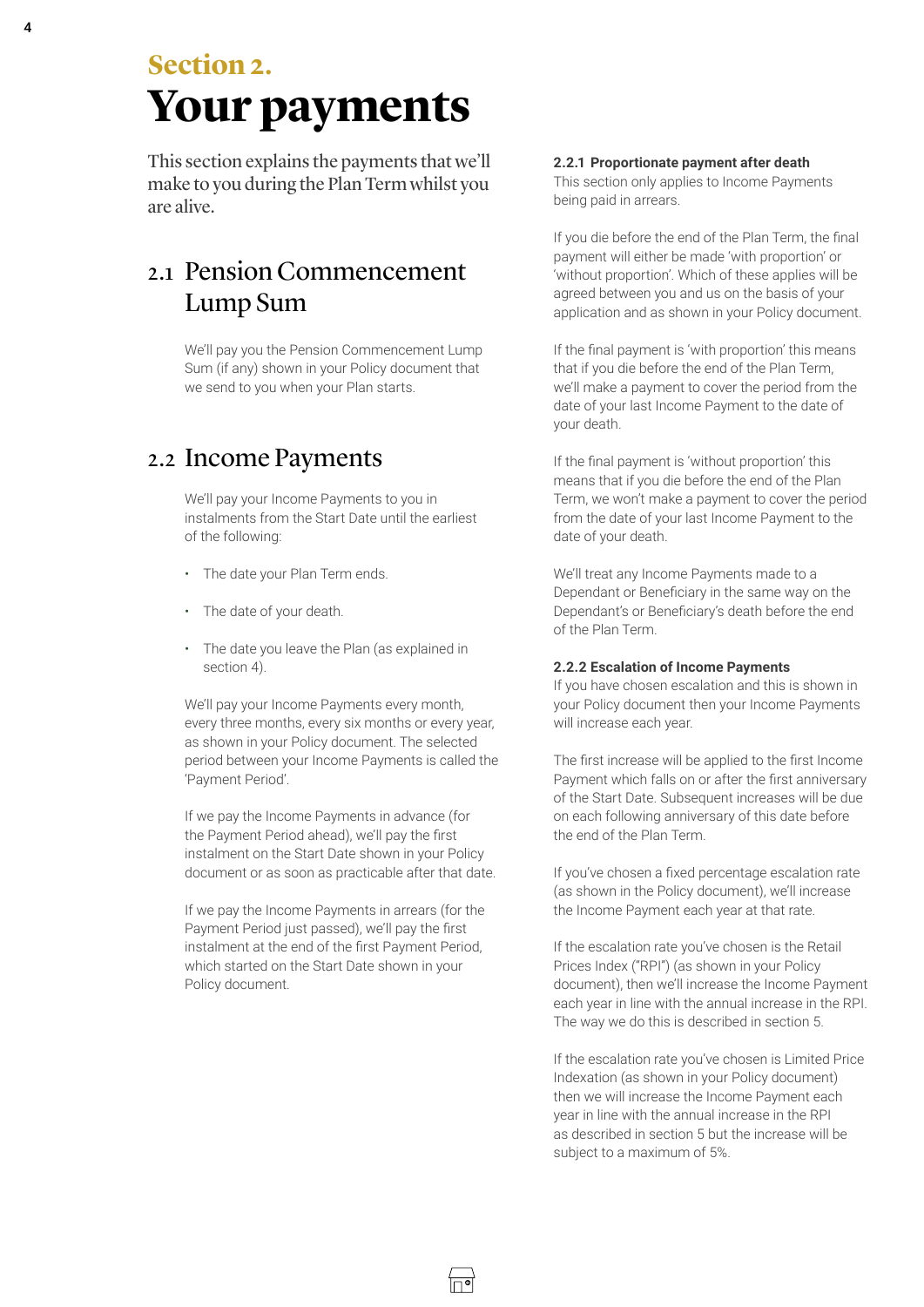## Section 2.

# Your payments

This section explains the payments that we'll make to you during the Plan Term whilst you are alive.

## 2.1 Pension Commencement Lump Sum

We'll pay you the Pension Commencement Lump Sum (if any) shown in your Policy document that we send to you when your Plan starts.

## 2.2 Income Payments

We'll pay your Income Payments to you in instalments from the Start Date until the earliest of the following:

- The date your Plan Term ends.
- The date of your death.
- The date you leave the Plan (as explained in section 4).

We'll pay your Income Payments every month, every three months, every six months or every year, as shown in your Policy document. The selected period between your Income Payments is called the 'Payment Period'.

If we pay the Income Payments in advance (for the Payment Period ahead), we'll pay the first instalment on the Start Date shown in your Policy document or as soon as practicable after that date.

If we pay the Income Payments in arrears (for the Payment Period just passed), we'll pay the first instalment at the end of the first Payment Period, which started on the Start Date shown in your Policy document.

### 2.2.1 Proportionate payment after death

This section only applies to Income Payments being paid in arrears.

If you die before the end of the Plan Term, the final payment will either be made 'with proportion' or 'without proportion'. Which of these applies will be agreed between you and us on the basis of your application and as shown in your Policy document.

If the final payment is 'with proportion' this means that if you die before the end of the Plan Term, we'll make a payment to cover the period from the date of your last Income Payment to the date of your death.

If the final payment is 'without proportion' this means that if you die before the end of the Plan Term, we won't make a payment to cover the period from the date of your last Income Payment to the date of your death.

We'll treat any Income Payments made to a Dependant or Beneficiary in the same way on the Dependant's or Beneficiary's death before the end of the Plan Term.

### 2.2.2 Escalation of Income Payments

If you have chosen escalation and this is shown in your Policy document then your Income Payments will increase each year.

The first increase will be applied to the first Income Payment which falls on or after the first anniversary of the Start Date. Subsequent increases will be due on each following anniversary of this date before the end of the Plan Term.

If you've chosen a fixed percentage escalation rate (as shown in the Policy document), we'll increase the Income Payment each year at that rate.

If the escalation rate you've chosen is the Retail Prices Index ("RPI") (as shown in your Policy document), then we'll increase the Income Payment each year in line with the annual increase in the RPI. The way we do this is described in section 5.

If the escalation rate you've chosen is Limited Price Indexation (as shown in your Policy document) then we will increase the Income Payment each year in line with the annual increase in the RPI as described in section 5 but the increase will be subject to a maximum of 5%.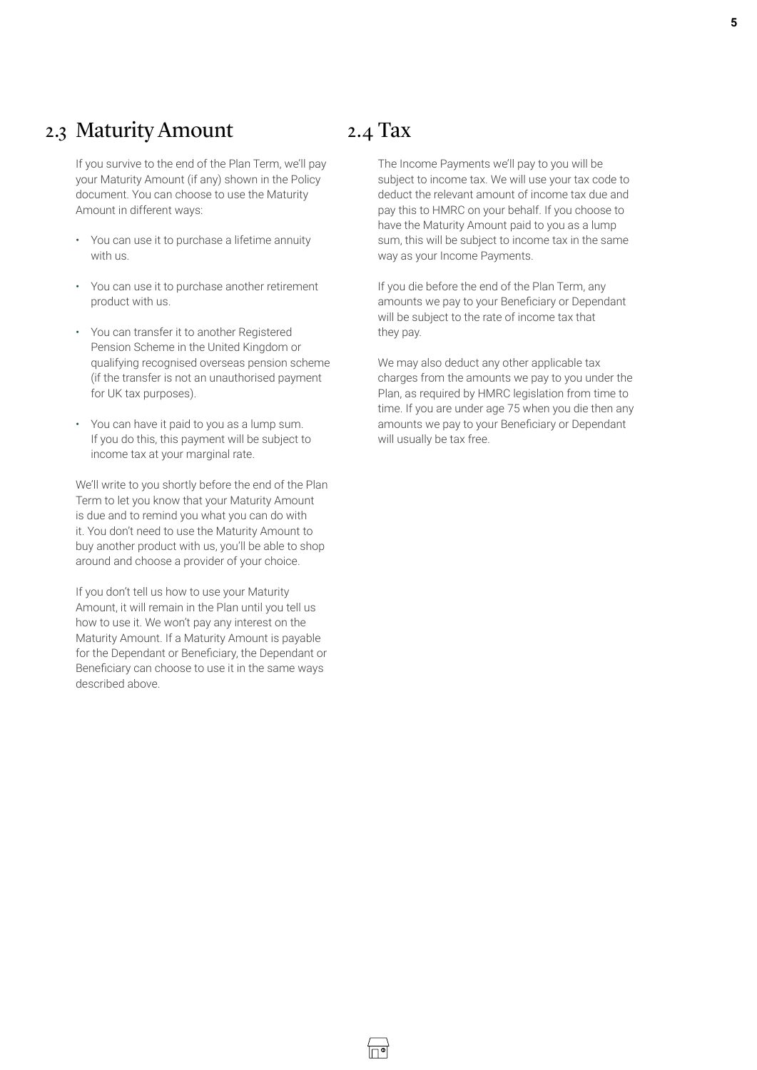## 2.3 Maturity Amount

If you survive to the end of the Plan Term, we'll pay your Maturity Amount (if any) shown in the Policy document. You can choose to use the Maturity Amount in different ways:

- You can use it to purchase a lifetime annuity with us.
- You can use it to purchase another retirement product with us.
- You can transfer it to another Registered Pension Scheme in the United Kingdom or qualifying recognised overseas pension scheme (if the transfer is not an unauthorised payment for UK tax purposes).
- You can have it paid to you as a lump sum. If you do this, this payment will be subject to income tax at your marginal rate.

We'll write to you shortly before the end of the Plan Term to let you know that your Maturity Amount is due and to remind you what you can do with it. You don't need to use the Maturity Amount to buy another product with us, you'll be able to shop around and choose a provider of your choice.

If you don't tell us how to use your Maturity Amount, it will remain in the Plan until you tell us how to use it. We won't pay any interest on the Maturity Amount. If a Maturity Amount is payable for the Dependant or Beneficiary, the Dependant or Beneficiary can choose to use it in the same ways described above.

## 2.4 Tax

The Income Payments we'll pay to you will be subject to income tax. We will use your tax code to deduct the relevant amount of income tax due and pay this to HMRC on your behalf. If you choose to have the Maturity Amount paid to you as a lump sum, this will be subject to income tax in the same way as your Income Payments.

If you die before the end of the Plan Term, any amounts we pay to your Beneficiary or Dependant will be subject to the rate of income tax that they pay.

We may also deduct any other applicable tax charges from the amounts we pay to you under the Plan, as required by HMRC legislation from time to time. If you are under age 75 when you die then any amounts we pay to your Beneficiary or Dependant will usually be tax free.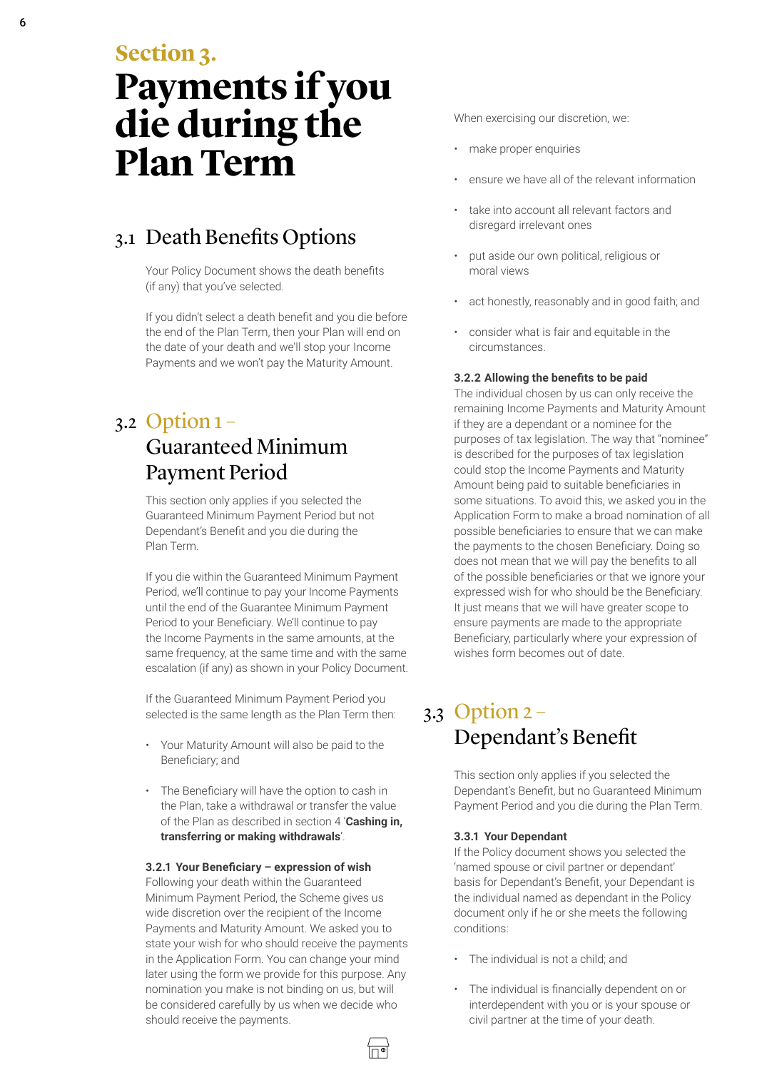## Section 3.

# Payments if you die during the Plan Term

## 3.1 Death Benefits Options

Your Policy Document shows the death benefits (if any) that you've selected.

If you didn't select a death benefit and you die before the end of the Plan Term, then your Plan will end on the date of your death and we'll stop your Income Payments and we won't pay the Maturity Amount.

## 3.2 Option 1 – Guaranteed Minimum Payment Period

This section only applies if you selected the Guaranteed Minimum Payment Period but not Dependant's Benefit and you die during the Plan Term.

If you die within the Guaranteed Minimum Payment Period, we'll continue to pay your Income Payments until the end of the Guarantee Minimum Payment Period to your Beneficiary. We'll continue to pay the Income Payments in the same amounts, at the same frequency, at the same time and with the same escalation (if any) as shown in your Policy Document.

If the Guaranteed Minimum Payment Period you selected is the same length as the Plan Term then:

- Your Maturity Amount will also be paid to the Beneficiary; and
- The Beneficiary will have the option to cash in the Plan, take a withdrawal or transfer the value of the Plan as described in section 4 '**Cashing in, transferring or making withdrawals**'.

#### 3.2.1 Your Beneficiary – expression of wish

Following your death within the Guaranteed Minimum Payment Period, the Scheme gives us wide discretion over the recipient of the Income Payments and Maturity Amount. We asked you to state your wish for who should receive the payments in the Application Form. You can change your mind later using the form we provide for this purpose. Any nomination you make is not binding on us, but will be considered carefully by us when we decide who should receive the payments.

When exercising our discretion, we:

- make proper enquiries
- ensure we have all of the relevant information
- take into account all relevant factors and disregard irrelevant ones
- put aside our own political, religious or moral views
- act honestly, reasonably and in good faith; and
- consider what is fair and equitable in the circumstances.

#### 3.2.2 Allowing the benefits to be paid

The individual chosen by us can only receive the remaining Income Payments and Maturity Amount if they are a dependant or a nominee for the purposes of tax legislation. The way that "nominee" is described for the purposes of tax legislation could stop the Income Payments and Maturity Amount being paid to suitable beneficiaries in some situations. To avoid this, we asked you in the Application Form to make a broad nomination of all possible beneficiaries to ensure that we can make the payments to the chosen Beneficiary. Doing so does not mean that we will pay the benefits to all of the possible beneficiaries or that we ignore your expressed wish for who should be the Beneficiary. It just means that we will have greater scope to ensure payments are made to the appropriate Beneficiary, particularly where your expression of wishes form becomes out of date.

## 3.3 Option 2 – Dependant's Benefit

This section only applies if you selected the Dependant's Benefit, but no Guaranteed Minimum Payment Period and you die during the Plan Term.

#### 3.3.1 Your Dependant

If the Policy document shows you selected the 'named spouse or civil partner or dependant' basis for Dependant's Benefit, your Dependant is the individual named as dependant in the Policy document only if he or she meets the following conditions:

- The individual is not a child; and
- The individual is financially dependent on or interdependent with you or is your spouse or civil partner at the time of your death.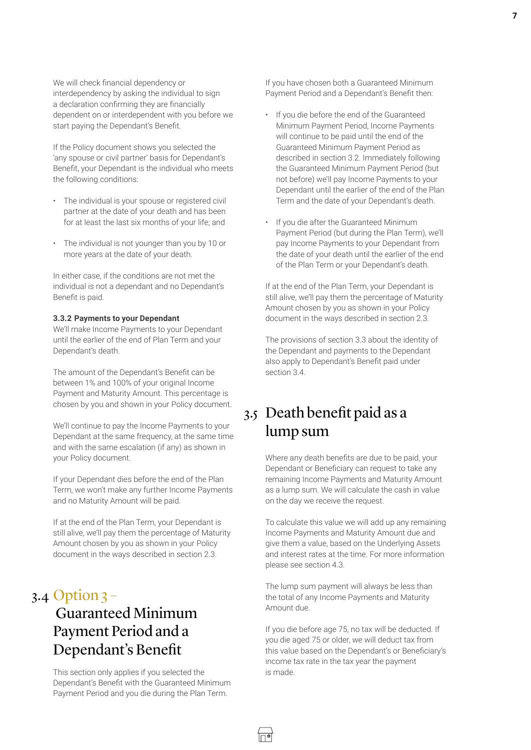We will check financial dependency or interdependency by asking the individual to sign a declaration confirming they are financially dependent on or interdependent with you before we start paying the Dependant's Benefit.

If the Policy document shows you selected the 'any spouse or civil partner' basis for Dependant's Benefit, your Dependant is the individual who meets the following conditions:

- The individual is your spouse or registered civil partner at the date of your death and has been for at least the last six months of your life; and
- The individual is not younger than you by 10 or more years at the date of your death.

In either case, if the conditions are not met the individual is not a dependant and no Dependant's Benefit is paid.

#### 3.3.2 Payments to your Dependant

We'll make Income Payments to your Dependant until the earlier of the end of Plan Term and your Dependant's death.

The amount of the Dependant's Benefit can be between 1% and 100% of your original Income Payment and Maturity Amount. This percentage is chosen by you and shown in your Policy document.

We'll continue to pay the Income Payments to your Dependant at the same frequency, at the same time and with the same escalation (if any) as shown in your Policy document.

If your Dependant dies before the end of the Plan Term, we won't make any further Income Payments and no Maturity Amount will be paid.

If at the end of the Plan Term, your Dependant is still alive, we'll pay them the percentage of Maturity Amount chosen by you as shown in your Policy document in the ways described in section 2.3.

## 3.4 Option 3 – Guaranteed Minimum Payment Period and a Dependant's Benefit

This section only applies if you selected the Dependant's Benefit with the Guaranteed Minimum Payment Period and you die during the Plan Term.

If you have chosen both a Guaranteed Minimum Payment Period and a Dependant's Benefit then:

- If you die before the end of the Guaranteed Minimum Payment Period, Income Payments will continue to be paid until the end of the Guaranteed Minimum Payment Period as described in section 3.2. Immediately following the Guaranteed Minimum Payment Period (but not before) we'll pay Income Payments to your Dependant until the earlier of the end of the Plan Term and the date of your Dependant's death.
- If you die after the Guaranteed Minimum Payment Period (but during the Plan Term), we'll pay Income Payments to your Dependant from the date of your death until the earlier of the end of the Plan Term or your Dependant's death.

If at the end of the Plan Term, your Dependant is still alive, we'll pay them the percentage of Maturity Amount chosen by you as shown in your Policy document in the ways described in section 2.3.

The provisions of section 3.3 about the identity of the Dependant and payments to the Dependant also apply to Dependant's Benefit paid under section 3.4.

## 3.5 Death benefit paid as a lump sum

Where any death benefits are due to be paid, your Dependant or Beneficiary can request to take any remaining Income Payments and Maturity Amount as a lump sum. We will calculate the cash in value on the day we receive the request.

To calculate this value we will add up any remaining Income Payments and Maturity Amount due and give them a value, based on the Underlying Assets and interest rates at the time. For more information please see section 4.3.

The lump sum payment will always be less than the total of any Income Payments and Maturity Amount due.

If you die before age 75, no tax will be deducted. If you die aged 75 or older, we will deduct tax from this value based on the Dependant's or Beneficiary's income tax rate in the tax year the payment is made.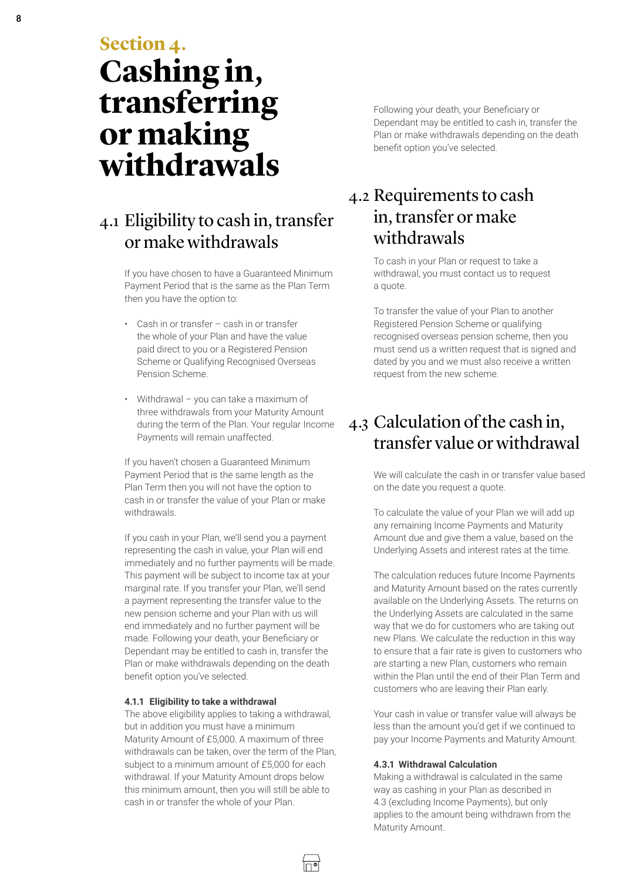# Section 4. Cashing in, transferring or making withdrawals

## 4.1 Eligibility to cash in, transfer or make withdrawals

If you have chosen to have a Guaranteed Minimum Payment Period that is the same as the Plan Term then you have the option to:

- Cash in or transfer – cash in or transfer the whole of your Plan and have the value paid direct to you or a Registered Pension Scheme or Qualifying Recognised Overseas Pension Scheme.
- Withdrawal – you can take a maximum of three withdrawals from your Maturity Amount during the term of the Plan. Your regular Income Payments will remain unaffected.

If you haven't chosen a Guaranteed Minimum Payment Period that is the same length as the Plan Term then you will not have the option to cash in or transfer the value of your Plan or make withdrawals.

If you cash in your Plan, we'll send you a payment representing the cash in value, your Plan will end immediately and no further payments will be made. This payment will be subject to income tax at your marginal rate. If you transfer your Plan, we'll send a payment representing the transfer value to the new pension scheme and your Plan with us will end immediately and no further payment will be made. Following your death, your Beneficiary or Dependant may be entitled to cash in, transfer the Plan or make withdrawals depending on the death benefit option you've selected.

#### 4.1.1 Eligibility to take a withdrawal

The above eligibility applies to taking a withdrawal, but in addition you must have a minimum Maturity Amount of £5,000. A maximum of three withdrawals can be taken, over the term of the Plan, subject to a minimum amount of £5,000 for each withdrawal. If your Maturity Amount drops below this minimum amount, then you will still be able to cash in or transfer the whole of your Plan.

Following your death, your Beneficiary or Dependant may be entitled to cash in, transfer the Plan or make withdrawals depending on the death benefit option you've selected.

## 4.2 Requirements to cash in, transfer or make withdrawals

To cash in your Plan or request to take a withdrawal, you must contact us to request a quote.

To transfer the value of your Plan to another Registered Pension Scheme or qualifying recognised overseas pension scheme, then you must send us a written request that is signed and dated by you and we must also receive a written request from the new scheme.

## 4.3 Calculation of the cash in, transfer value or withdrawal

We will calculate the cash in or transfer value based on the date you request a quote.

To calculate the value of your Plan we will add up any remaining Income Payments and Maturity Amount due and give them a value, based on the Underlying Assets and interest rates at the time.

The calculation reduces future Income Payments and Maturity Amount based on the rates currently available on the Underlying Assets. The returns on the Underlying Assets are calculated in the same way that we do for customers who are taking out new Plans. We calculate the reduction in this way to ensure that a fair rate is given to customers who are starting a new Plan, customers who remain within the Plan until the end of their Plan Term and customers who are leaving their Plan early.

Your cash in value or transfer value will always be less than the amount you'd get if we continued to pay your Income Payments and Maturity Amount.

#### 4.3.1 Withdrawal Calculation

Making a withdrawal is calculated in the same way as cashing in your Plan as described in 4.3 (excluding Income Payments), but only applies to the amount being withdrawn from the Maturity Amount.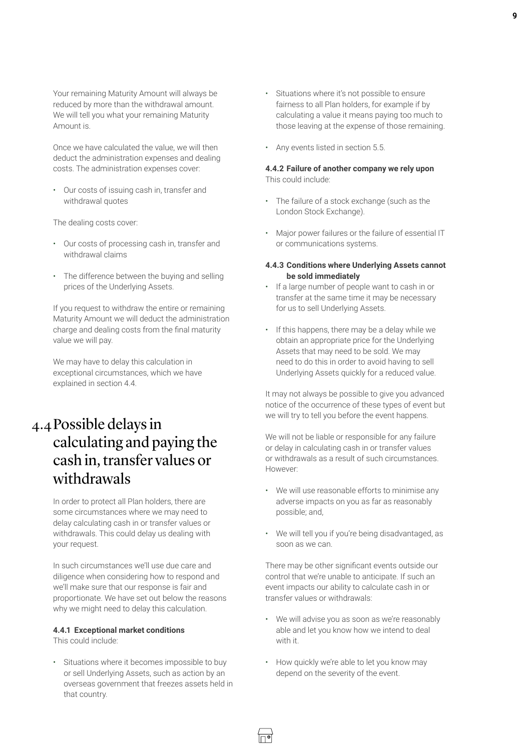Your remaining Maturity Amount will always be reduced by more than the withdrawal amount. We will tell you what your remaining Maturity Amount is.

Once we have calculated the value, we will then deduct the administration expenses and dealing costs. The administration expenses cover:

- Our costs of issuing cash in, transfer and withdrawal quotes

The dealing costs cover:

- Our costs of processing cash in, transfer and withdrawal claims
- The difference between the buying and selling prices of the Underlying Assets.

If you request to withdraw the entire or remaining Maturity Amount we will deduct the administration charge and dealing costs from the final maturity value we will pay.

We may have to delay this calculation in exceptional circumstances, which we have explained in section 4.4.

## 4.4 Possible delays in calculating and paying the cash in, transfer values or withdrawals

In order to protect all Plan holders, there are some circumstances where we may need to delay calculating cash in or transfer values or withdrawals. This could delay us dealing with your request.

In such circumstances we'll use due care and diligence when considering how to respond and we'll make sure that our response is fair and proportionate. We have set out below the reasons why we might need to delay this calculation.

**4.4.1 Exceptional market conditions**
This could include:

- Situations where it becomes impossible to buy or sell Underlying Assets, such as action by an overseas government that freezes assets held in that country.
- Situations where it's not possible to ensure fairness to all Plan holders, for example if by calculating a value it means paying too much to those leaving at the expense of those remaining.
- Any events listed in section 5.5.

**4.4.2 Failure of another company we rely upon**
This could include:

- The failure of a stock exchange (such as the London Stock Exchange).
- Major power failures or the failure of essential IT or communications systems.

**4.4.3 Conditions where Underlying Assets cannot be sold immediately**

- If a large number of people want to cash in or transfer at the same time it may be necessary for us to sell Underlying Assets.
- If this happens, there may be a delay while we obtain an appropriate price for the Underlying Assets that may need to be sold. We may need to do this in order to avoid having to sell Underlying Assets quickly for a reduced value.

It may not always be possible to give you advanced notice of the occurrence of these types of event but we will try to tell you before the event happens.

We will not be liable or responsible for any failure or delay in calculating cash in or transfer values or withdrawals as a result of such circumstances. However:

- We will use reasonable efforts to minimise any adverse impacts on you as far as reasonably possible; and,
- We will tell you if you're being disadvantaged, as soon as we can.

There may be other significant events outside our control that we're unable to anticipate. If such an event impacts our ability to calculate cash in or transfer values or withdrawals:

- We will advise you as soon as we're reasonably able and let you know how we intend to deal with it.
- How quickly we're able to let you know may depend on the severity of the event.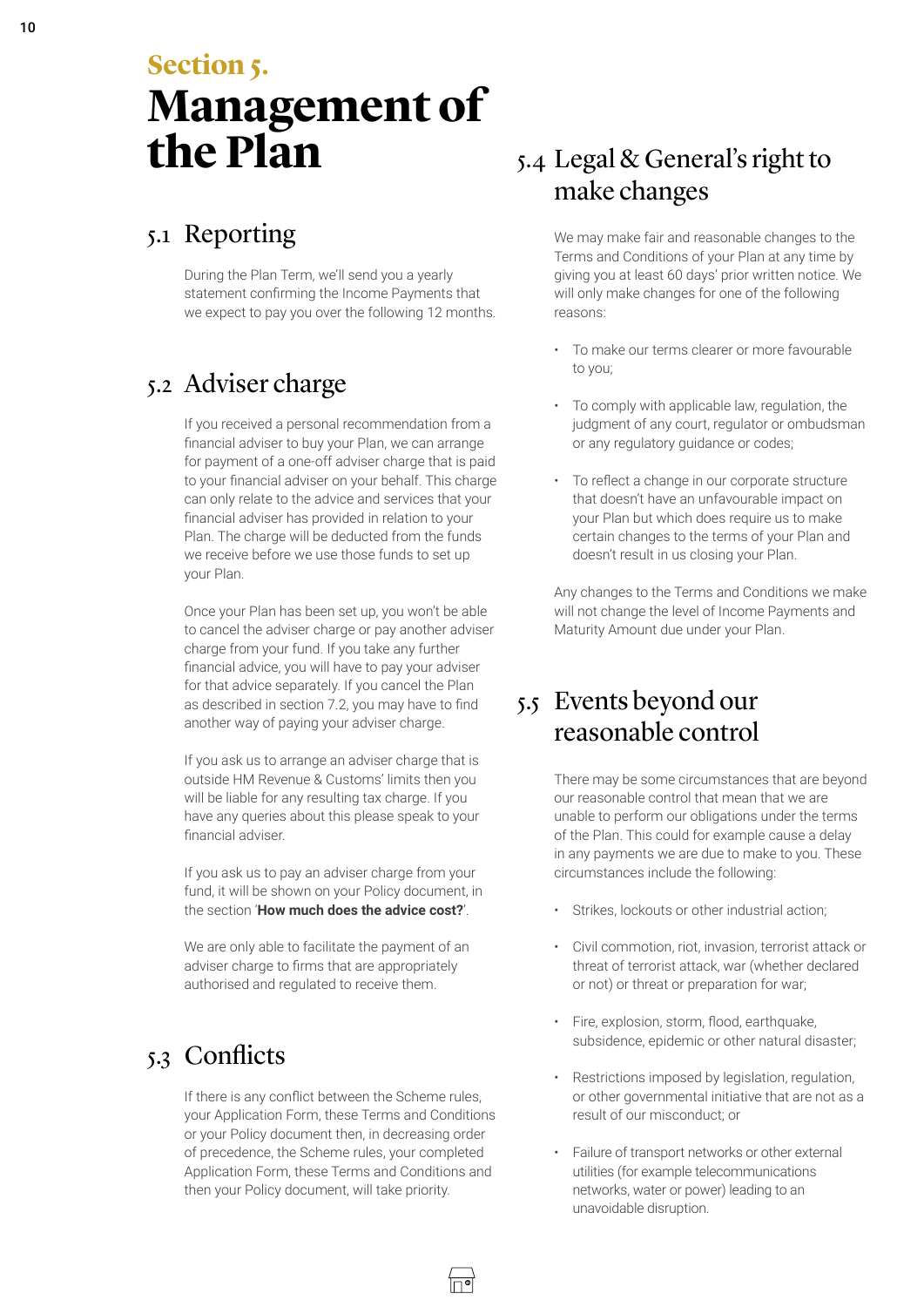## Section 5.

# Management of the Plan

### 5.1 Reporting

During the Plan Term, we'll send you a yearly statement confirming the Income Payments that we expect to pay you over the following 12 months.

### 5.2 Adviser charge

If you received a personal recommendation from a financial adviser to buy your Plan, we can arrange for payment of a one-off adviser charge that is paid to your financial adviser on your behalf. This charge can only relate to the advice and services that your financial adviser has provided in relation to your Plan. The charge will be deducted from the funds we receive before we use those funds to set up your Plan.

Once your Plan has been set up, you won't be able to cancel the adviser charge or pay another adviser charge from your fund. If you take any further financial advice, you will have to pay your adviser for that advice separately. If you cancel the Plan as described in section 7.2, you may have to find another way of paying your adviser charge.

If you ask us to arrange an adviser charge that is outside HM Revenue & Customs' limits then you will be liable for any resulting tax charge. If you have any queries about this please speak to your financial adviser.

If you ask us to pay an adviser charge from your fund, it will be shown on your Policy document, in the section '**How much does the advice cost?**'.

We are only able to facilitate the payment of an adviser charge to firms that are appropriately authorised and regulated to receive them.

### 5.3 Conflicts

If there is any conflict between the Scheme rules, your Application Form, these Terms and Conditions or your Policy document then, in decreasing order of precedence, the Scheme rules, your completed Application Form, these Terms and Conditions and then your Policy document, will take priority.

### 5.4 Legal & General's right to make changes

We may make fair and reasonable changes to the Terms and Conditions of your Plan at any time by giving you at least 60 days' prior written notice. We will only make changes for one of the following reasons:

- To make our terms clearer or more favourable to you;
- To comply with applicable law, regulation, the judgment of any court, regulator or ombudsman or any regulatory guidance or codes;
- To reflect a change in our corporate structure that doesn't have an unfavourable impact on your Plan but which does require us to make certain changes to the terms of your Plan and doesn't result in us closing your Plan.

Any changes to the Terms and Conditions we make will not change the level of Income Payments and Maturity Amount due under your Plan.

### 5.5 Events beyond our reasonable control

There may be some circumstances that are beyond our reasonable control that mean that we are unable to perform our obligations under the terms of the Plan. This could for example cause a delay in any payments we are due to make to you. These circumstances include the following:

- Strikes, lockouts or other industrial action;
- Civil commotion, riot, invasion, terrorist attack or threat of terrorist attack, war (whether declared or not) or threat or preparation for war;
- Fire, explosion, storm, flood, earthquake, subsidence, epidemic or other natural disaster;
- Restrictions imposed by legislation, regulation, or other governmental initiative that are not as a result of our misconduct; or
- Failure of transport networks or other external utilities (for example telecommunications networks, water or power) leading to an unavoidable disruption.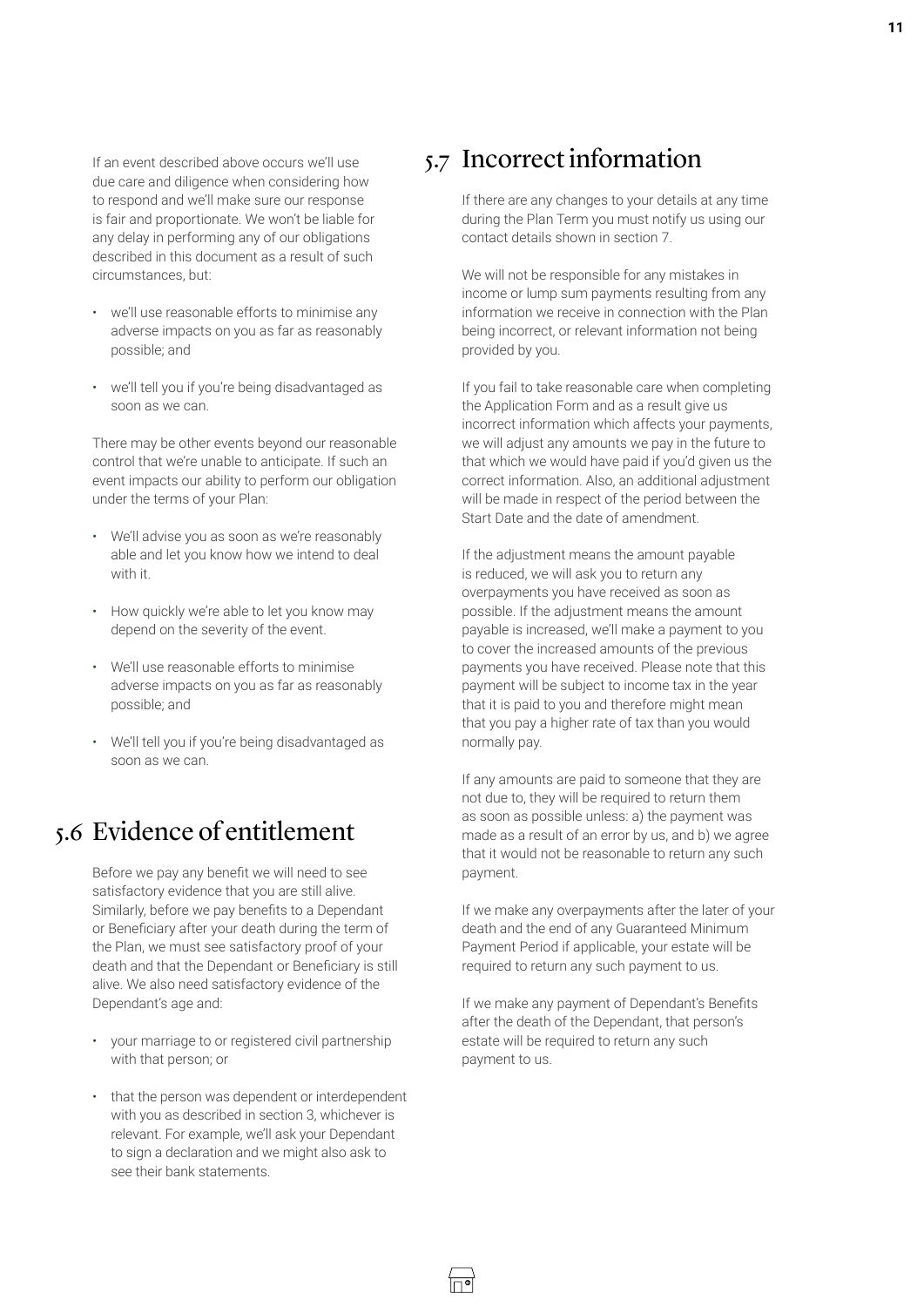If an event described above occurs we'll use due care and diligence when considering how to respond and we'll make sure our response is fair and proportionate. We won't be liable for any delay in performing any of our obligations described in this document as a result of such circumstances, but:

- we'll use reasonable efforts to minimise any adverse impacts on you as far as reasonably possible; and
- we'll tell you if you're being disadvantaged as soon as we can.

There may be other events beyond our reasonable control that we're unable to anticipate. If such an event impacts our ability to perform our obligation under the terms of your Plan:

- We'll advise you as soon as we're reasonably able and let you know how we intend to deal with it.
- How quickly we're able to let you know may depend on the severity of the event.
- We'll use reasonable efforts to minimise adverse impacts on you as far as reasonably possible; and
- We'll tell you if you're being disadvantaged as soon as we can.

## 5.6 Evidence of entitlement

Before we pay any benefit we will need to see satisfactory evidence that you are still alive. Similarly, before we pay benefits to a Dependant or Beneficiary after your death during the term of the Plan, we must see satisfactory proof of your death and that the Dependant or Beneficiary is still alive. We also need satisfactory evidence of the Dependant's age and:

- your marriage to or registered civil partnership with that person; or
- that the person was dependent or interdependent with you as described in section 3, whichever is relevant. For example, we'll ask your Dependant to sign a declaration and we might also ask to see their bank statements.

## 5.7 Incorrect information

If there are any changes to your details at any time during the Plan Term you must notify us using our contact details shown in section 7.

We will not be responsible for any mistakes in income or lump sum payments resulting from any information we receive in connection with the Plan being incorrect, or relevant information not being provided by you.

If you fail to take reasonable care when completing the Application Form and as a result give us incorrect information which affects your payments, we will adjust any amounts we pay in the future to that which we would have paid if you'd given us the correct information. Also, an additional adjustment will be made in respect of the period between the Start Date and the date of amendment.

If the adjustment means the amount payable is reduced, we will ask you to return any overpayments you have received as soon as possible. If the adjustment means the amount payable is increased, we'll make a payment to you to cover the increased amounts of the previous payments you have received. Please note that this payment will be subject to income tax in the year that it is paid to you and therefore might mean that you pay a higher rate of tax than you would normally pay.

If any amounts are paid to someone that they are not due to, they will be required to return them as soon as possible unless: a) the payment was made as a result of an error by us, and b) we agree that it would not be reasonable to return any such payment.

If we make any overpayments after the later of your death and the end of any Guaranteed Minimum Payment Period if applicable, your estate will be required to return any such payment to us.

If we make any payment of Dependant's Benefits after the death of the Dependant, that person's estate will be required to return any such payment to us.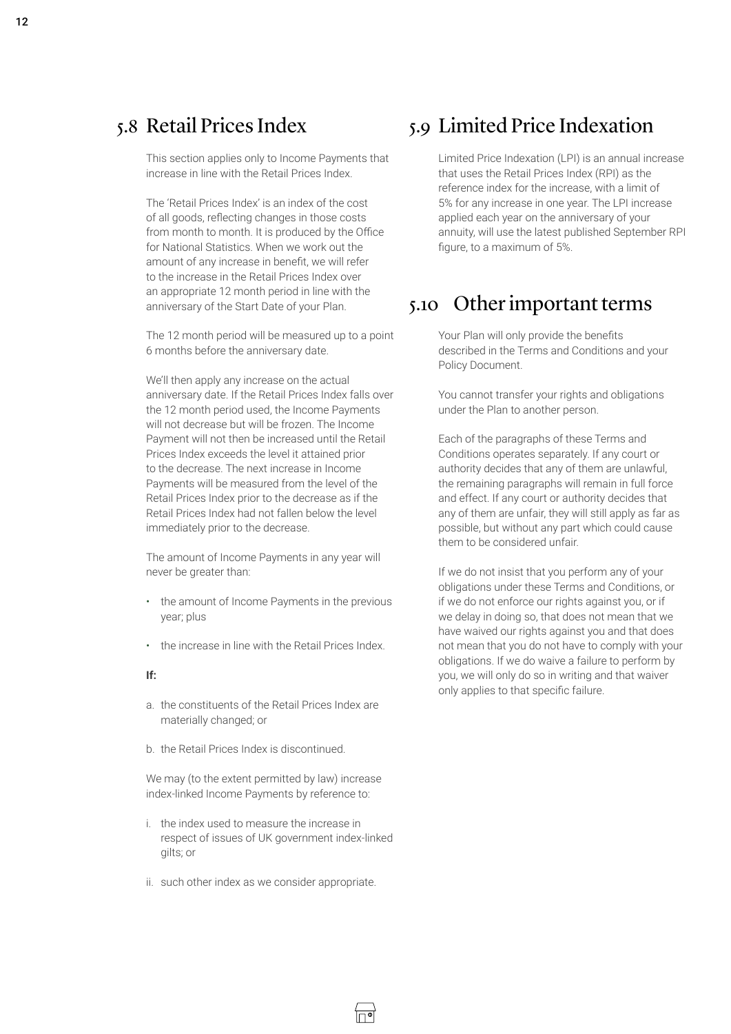## 5.8 Retail Prices Index

This section applies only to Income Payments that increase in line with the Retail Prices Index.

The 'Retail Prices Index' is an index of the cost of all goods, reflecting changes in those costs from month to month. It is produced by the Office for National Statistics. When we work out the amount of any increase in benefit, we will refer to the increase in the Retail Prices Index over an appropriate 12 month period in line with the anniversary of the Start Date of your Plan.

The 12 month period will be measured up to a point 6 months before the anniversary date.

We'll then apply any increase on the actual anniversary date. If the Retail Prices Index falls over the 12 month period used, the Income Payments will not decrease but will be frozen. The Income Payment will not then be increased until the Retail Prices Index exceeds the level it attained prior to the decrease. The next increase in Income Payments will be measured from the level of the Retail Prices Index prior to the decrease as if the Retail Prices Index had not fallen below the level immediately prior to the decrease.

The amount of Income Payments in any year will never be greater than:

- the amount of Income Payments in the previous year; plus
- the increase in line with the Retail Prices Index.

**If:**

a. the constituents of the Retail Prices Index are materially changed; or

b. the Retail Prices Index is discontinued.

We may (to the extent permitted by law) increase index-linked Income Payments by reference to:

i. the index used to measure the increase in respect of issues of UK government index-linked gilts; or

ii. such other index as we consider appropriate.

## 5.9 Limited Price Indexation

Limited Price Indexation (LPI) is an annual increase that uses the Retail Prices Index (RPI) as the reference index for the increase, with a limit of 5% for any increase in one year. The LPI increase applied each year on the anniversary of your annuity, will use the latest published September RPI figure, to a maximum of 5%.

## 5.10 Other important terms

Your Plan will only provide the benefits described in the Terms and Conditions and your Policy Document.

You cannot transfer your rights and obligations under the Plan to another person.

Each of the paragraphs of these Terms and Conditions operates separately. If any court or authority decides that any of them are unlawful, the remaining paragraphs will remain in full force and effect. If any court or authority decides that any of them are unfair, they will still apply as far as possible, but without any part which could cause them to be considered unfair.

If we do not insist that you perform any of your obligations under these Terms and Conditions, or if we do not enforce our rights against you, or if we delay in doing so, that does not mean that we have waived our rights against you and that does not mean that you do not have to comply with your obligations. If we do waive a failure to perform by you, we will only do so in writing and that waiver only applies to that specific failure.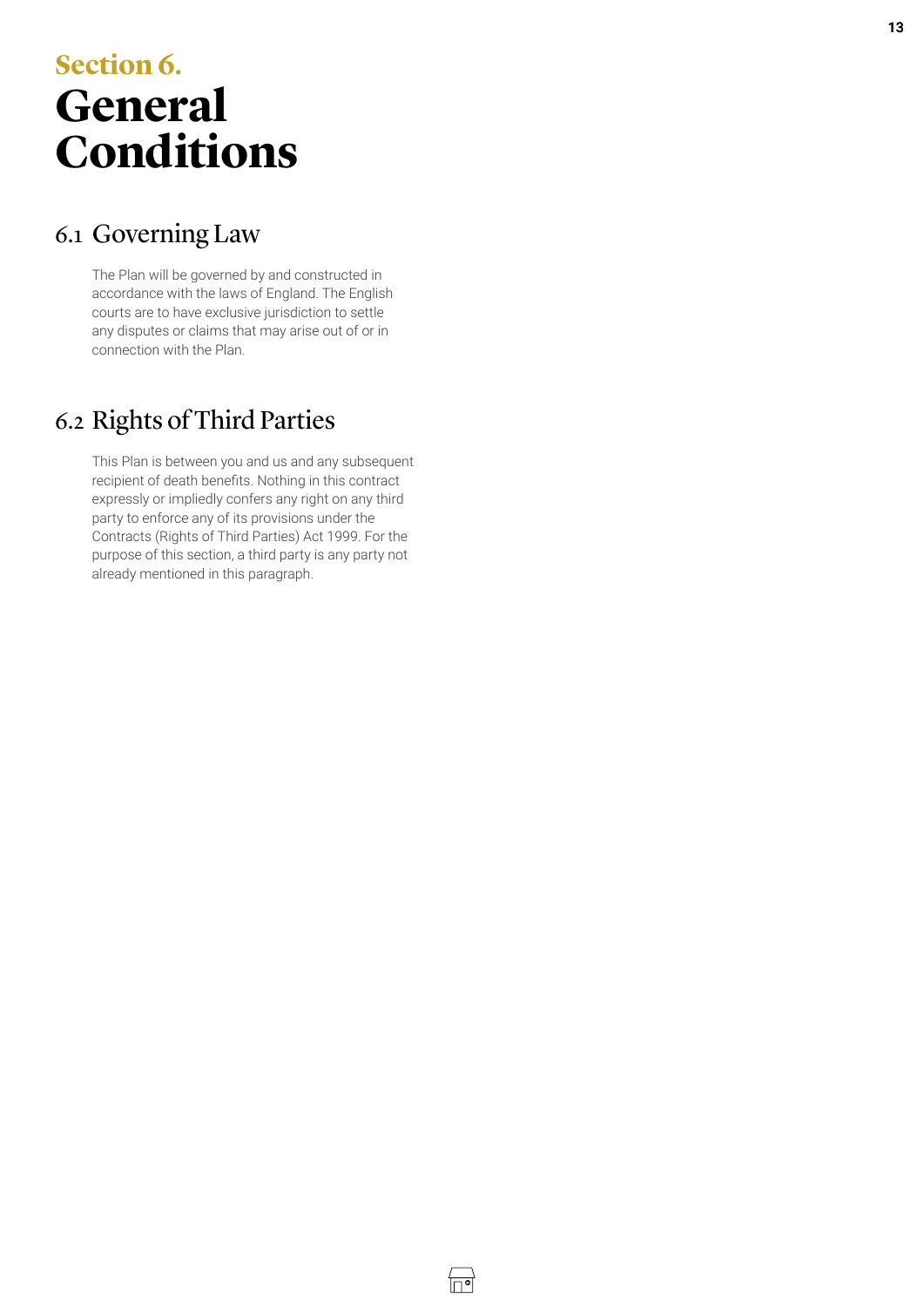# Section 6.
# General Conditions

## 6.1 Governing Law

The Plan will be governed by and constructed in accordance with the laws of England. The English courts are to have exclusive jurisdiction to settle any disputes or claims that may arise out of or in connection with the Plan.

## 6.2 Rights of Third Parties

This Plan is between you and us and any subsequent recipient of death benefits. Nothing in this contract expressly or impliedly confers any right on any third party to enforce any of its provisions under the Contracts (Rights of Third Parties) Act 1999. For the purpose of this section, a third party is any party not already mentioned in this paragraph.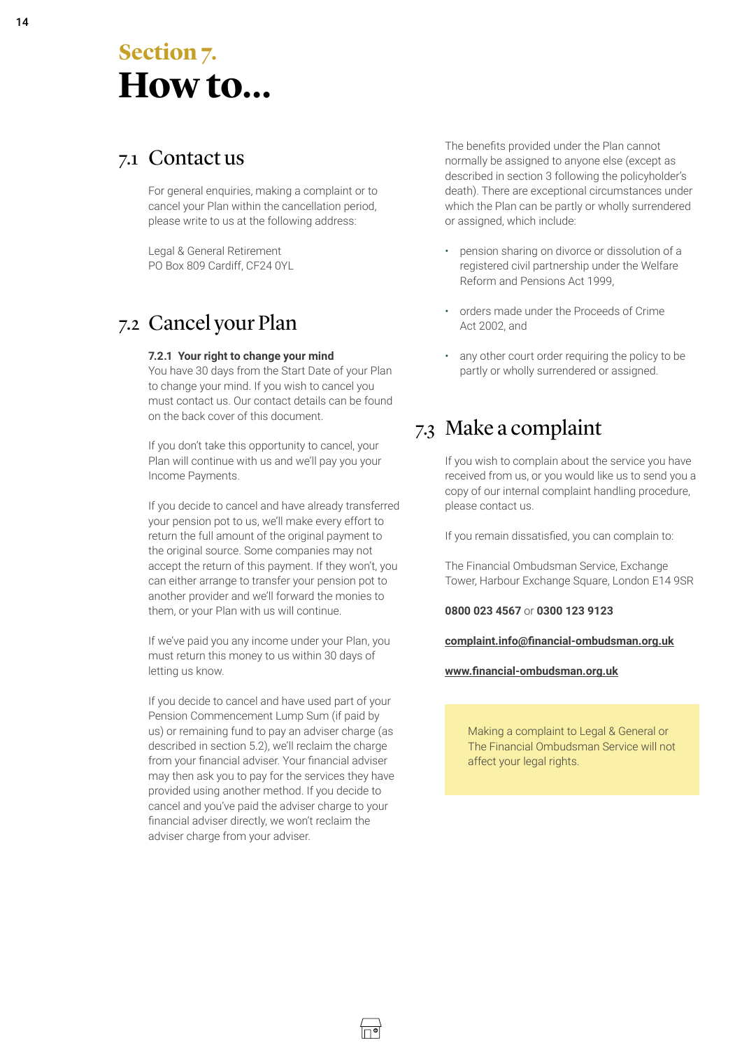# Section 7. How to...

## 7.1 Contact us

For general enquiries, making a complaint or to cancel your Plan within the cancellation period, please write to us at the following address:

Legal & General Retirement
PO Box 809 Cardiff, CF24 0YL

## 7.2 Cancel your Plan

**7.2.1 Your right to change your mind**
You have 30 days from the Start Date of your Plan to change your mind. If you wish to cancel you must contact us. Our contact details can be found on the back cover of this document.

If you don't take this opportunity to cancel, your Plan will continue with us and we'll pay you your Income Payments.

If you decide to cancel and have already transferred your pension pot to us, we'll make every effort to return the full amount of the original payment to the original source. Some companies may not accept the return of this payment. If they won't, you can either arrange to transfer your pension pot to another provider and we'll forward the monies to them, or your Plan with us will continue.

If we've paid you any income under your Plan, you must return this money to us within 30 days of letting us know.

If you decide to cancel and have used part of your Pension Commencement Lump Sum (if paid by us) or remaining fund to pay an adviser charge (as described in section 5.2), we'll reclaim the charge from your financial adviser. Your financial adviser may then ask you to pay for the services they have provided using another method. If you decide to cancel and you've paid the adviser charge to your financial adviser directly, we won't reclaim the adviser charge from your adviser.

The benefits provided under the Plan cannot normally be assigned to anyone else (except as described in section 3 following the policyholder's death). There are exceptional circumstances under which the Plan can be partly or wholly surrendered or assigned, which include:

- pension sharing on divorce or dissolution of a registered civil partnership under the Welfare Reform and Pensions Act 1999,
- orders made under the Proceeds of Crime Act 2002, and
- any other court order requiring the policy to be partly or wholly surrendered or assigned.

## 7.3 Make a complaint

If you wish to complain about the service you have received from us, or you would like us to send you a copy of our internal complaint handling procedure, please contact us.

If you remain dissatisfied, you can complain to:

The Financial Ombudsman Service, Exchange Tower, Harbour Exchange Square, London E14 9SR

**0800 023 4567** or **0300 123 9123**

**complaint.info@financial-ombudsman.org.uk**

**www.financial-ombudsman.org.uk**

Making a complaint to Legal & General or The Financial Ombudsman Service will not affect your legal rights.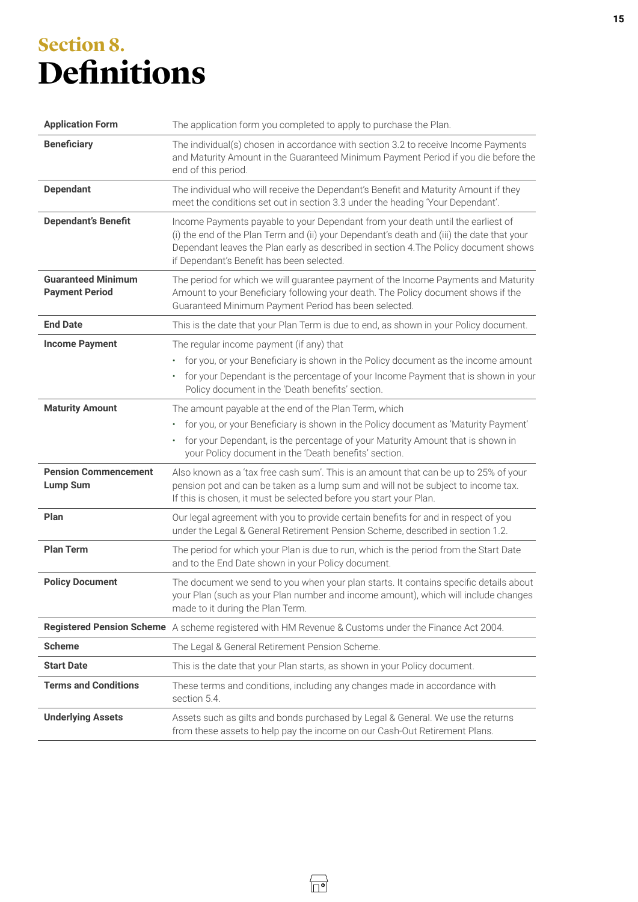## Section 8.

# Definitions

| | |
|---|---|
| **Application Form** | The application form you completed to apply to purchase the Plan. |
| **Beneficiary** | The individual(s) chosen in accordance with section 3.2 to receive Income Payments and Maturity Amount in the Guaranteed Minimum Payment Period if you die before the end of this period. |
| **Dependant** | The individual who will receive the Dependant's Benefit and Maturity Amount if they meet the conditions set out in section 3.3 under the heading 'Your Dependant'. |
| **Dependant's Benefit** | Income Payments payable to your Dependant from your death until the earliest of (i) the end of the Plan Term and (ii) your Dependant's death and (iii) the date that your Dependant leaves the Plan early as described in section 4.The Policy document shows if Dependant's Benefit has been selected. |
| **Guaranteed Minimum Payment Period** | The period for which we will guarantee payment of the Income Payments and Maturity Amount to your Beneficiary following your death. The Policy document shows if the Guaranteed Minimum Payment Period has been selected. |
| **End Date** | This is the date that your Plan Term is due to end, as shown in your Policy document. |
| **Income Payment** | The regular income payment (if any) that<br>• for you, or your Beneficiary is shown in the Policy document as the income amount<br>• for your Dependant is the percentage of your Income Payment that is shown in your Policy document in the 'Death benefits' section. |
| **Maturity Amount** | The amount payable at the end of the Plan Term, which<br>• for you, or your Beneficiary is shown in the Policy document as 'Maturity Payment'<br>• for your Dependant, is the percentage of your Maturity Amount that is shown in your Policy document in the 'Death benefits' section. |
| **Pension Commencement Lump Sum** | Also known as a 'tax free cash sum'. This is an amount that can be up to 25% of your pension pot and can be taken as a lump sum and will not be subject to income tax. If this is chosen, it must be selected before you start your Plan. |
| **Plan** | Our legal agreement with you to provide certain benefits for and in respect of you under the Legal & General Retirement Pension Scheme, described in section 1.2. |
| **Plan Term** | The period for which your Plan is due to run, which is the period from the Start Date and to the End Date shown in your Policy document. |
| **Policy Document** | The document we send to you when your plan starts. It contains specific details about your Plan (such as your Plan number and income amount), which will include changes made to it during the Plan Term. |
| **Registered Pension Scheme** | A scheme registered with HM Revenue & Customs under the Finance Act 2004. |
| **Scheme** | The Legal & General Retirement Pension Scheme. |
| **Start Date** | This is the date that your Plan starts, as shown in your Policy document. |
| **Terms and Conditions** | These terms and conditions, including any changes made in accordance with section 5.4. |
| **Underlying Assets** | Assets such as gilts and bonds purchased by Legal & General. We use the returns from these assets to help pay the income on our Cash-Out Retirement Plans. |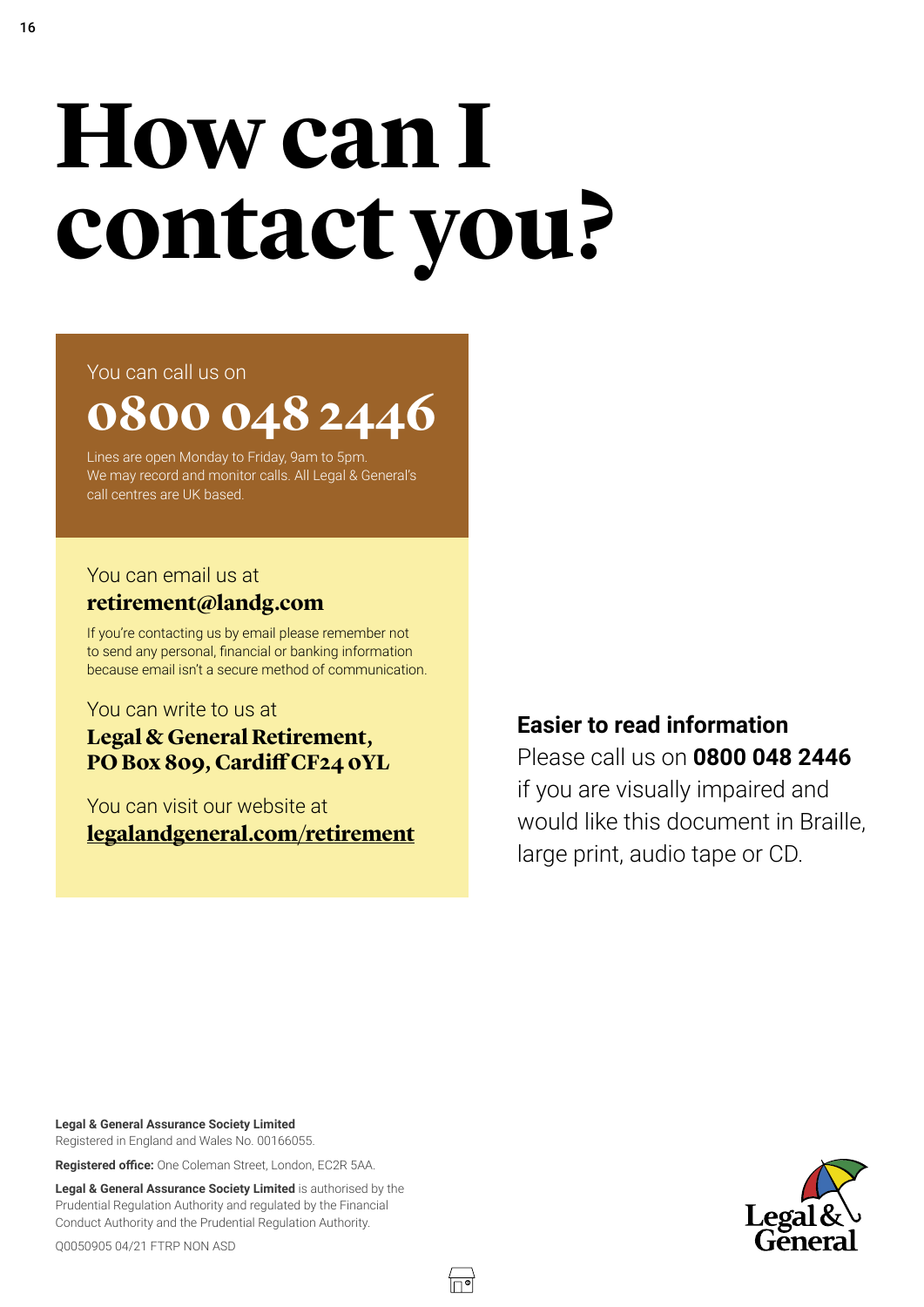# How can I contact you?

You can call us on

**0800 048 2446**

Lines are open Monday to Friday, 9am to 5pm.
We may record and monitor calls. All Legal & General's call centres are UK based.

You can email us at
**retirement@landg.com**

If you're contacting us by email please remember not to send any personal, financial or banking information because email isn't a secure method of communication.

You can write to us at
**Legal & General Retirement, PO Box 809, Cardiff CF24 0YL**

You can visit our website at
**legalandgeneral.com/retirement**

**Easier to read information**
Please call us on **0800 048 2446** if you are visually impaired and would like this document in Braille, large print, audio tape or CD.

**Legal & General Assurance Society Limited**
Registered in England and Wales No. 00166055.

**Registered office:** One Coleman Street, London, EC2R 5AA.

**Legal & General Assurance Society Limited** is authorised by the Prudential Regulation Authority and regulated by the Financial Conduct Authority and the Prudential Regulation Authority.

Q0050905 04/21 FTRP NON ASD